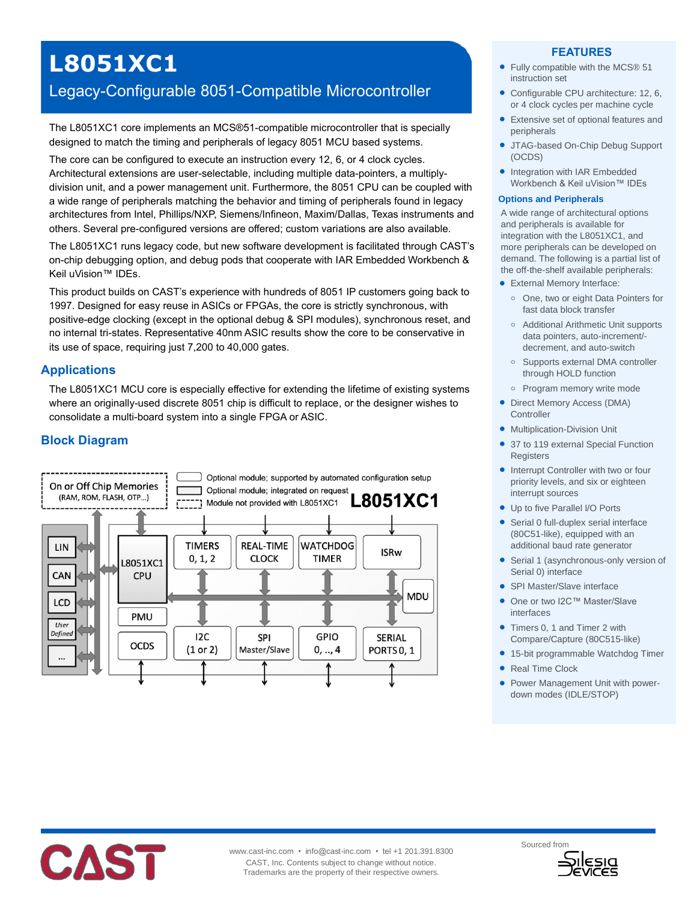# L8051XC1

## Legacy-Configurable 8051-Compatible Microcontroller

The L8051XC1 core implements an MCS®51-compatible microcontroller that is specially designed to match the timing and peripherals of legacy 8051 MCU based systems.

The core can be configured to execute an instruction every 12, 6, or 4 clock cycles. Architectural extensions are user-selectable, including multiple data-pointers, a multiply-division unit, and a power management unit. Furthermore, the 8051 CPU can be coupled with a wide range of peripherals matching the behavior and timing of peripherals found in legacy architectures from Intel, Phillips/NXP, Siemens/Infineon, Maxim/Dallas, Texas instruments and others. Several pre-configured versions are offered; custom variations are also available.

The L8051XC1 runs legacy code, but new software development is facilitated through CAST's on-chip debugging option, and debug pods that cooperate with IAR Embedded Workbench & Keil uVision™ IDEs.

This product builds on CAST's experience with hundreds of 8051 IP customers going back to 1997. Designed for easy reuse in ASICs or FPGAs, the core is strictly synchronous, with positive-edge clocking (except in the optional debug & SPI modules), synchronous reset, and no internal tri-states. Representative 40nm ASIC results show the core to be conservative in its use of space, requiring just 7,200 to 40,000 gates.

## Applications

The L8051XC1 MCU core is especially effective for extending the lifetime of existing systems where an originally-used discrete 8051 chip is difficult to replace, or the designer wishes to consolidate a multi-board system into a single FPGA or ASIC.

## Block Diagram

L8051XC1

- Optional module; supported by automated configuration setup
- Optional module; integrated on request
- Module not provided with L8051XC1

On or Off Chip Memories (RAM, ROM, FLASH, OTP...)

LIN, CAN, LCD, User Defined, ...

L8051XC1 CPU, PMU, OCDS, TIMERS 0, 1, 2, REAL-TIME CLOCK, WATCHDOG TIMER, ISRw, MDU, I2C (1 or 2), SPI Master/Slave, GPIO 0, .., 4, SERIAL PORTS 0, 1

## FEATURES

- Fully compatible with the MCS® 51 instruction set
- Configurable CPU architecture: 12, 6, or 4 clock cycles per machine cycle
- Extensive set of optional features and peripherals
- JTAG-based On-Chip Debug Support (OCDS)
- Integration with IAR Embedded Workbench & Keil uVision™ IDEs

### Options and Peripherals

A wide range of architectural options and peripherals is available for integration with the L8051XC1, and more peripherals can be developed on demand. The following is a partial list of the off-the-shelf available peripherals:

- External Memory Interface:
  - One, two or eight Data Pointers for fast data block transfer
  - Additional Arithmetic Unit supports data pointers, auto-increment/-decrement, and auto-switch
  - Supports external DMA controller through HOLD function
  - Program memory write mode
- Direct Memory Access (DMA) Controller
- Multiplication-Division Unit
- 37 to 119 external Special Function Registers
- Interrupt Controller with two or four priority levels, and six or eighteen interrupt sources
- Up to five Parallel I/O Ports
- Serial 0 full-duplex serial interface (80C51-like), equipped with an additional baud rate generator
- Serial 1 (asynchronous-only version of Serial 0) interface
- SPI Master/Slave interface
- One or two I2C™ Master/Slave interfaces
- Timers 0, 1 and Timer 2 with Compare/Capture (80C515-like)
- 15-bit programmable Watchdog Timer
- Real Time Clock
- Power Management Unit with power-down modes (IDLE/STOP)

CAST

www.cast-inc.com • info@cast-inc.com • tel +1 201.391.8300
CAST, Inc. Contents subject to change without notice.
Trademarks are the property of their respective owners.

Sourced from Silesia Devices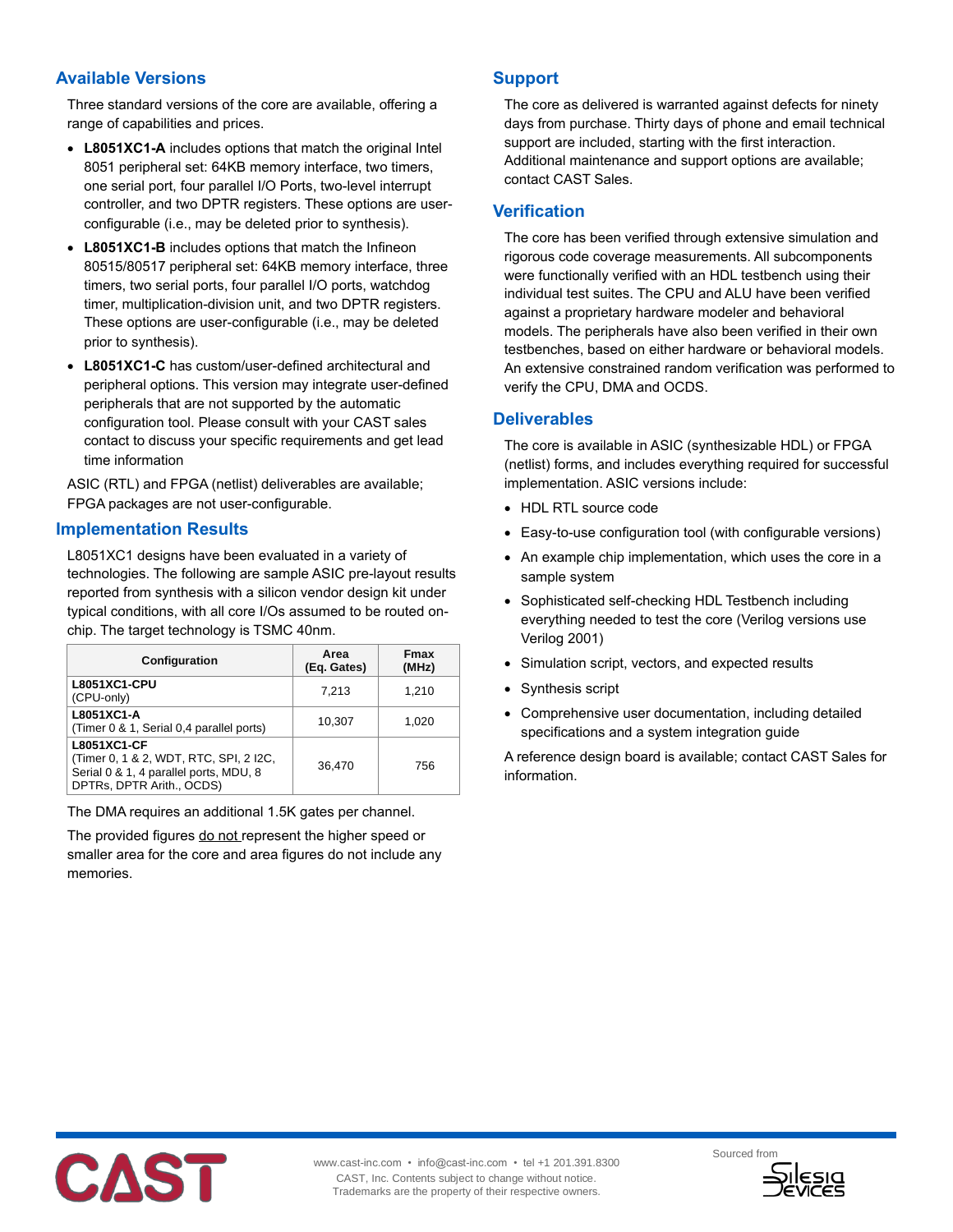## Available Versions

Three standard versions of the core are available, offering a range of capabilities and prices.

- **L8051XC1-A** includes options that match the original Intel 8051 peripheral set: 64KB memory interface, two timers, one serial port, four parallel I/O Ports, two-level interrupt controller, and two DPTR registers. These options are user-configurable (i.e., may be deleted prior to synthesis).
- **L8051XC1-B** includes options that match the Infineon 80515/80517 peripheral set: 64KB memory interface, three timers, two serial ports, four parallel I/O ports, watchdog timer, multiplication-division unit, and two DPTR registers. These options are user-configurable (i.e., may be deleted prior to synthesis).
- **L8051XC1-C** has custom/user-defined architectural and peripheral options. This version may integrate user-defined peripherals that are not supported by the automatic configuration tool. Please consult with your CAST sales contact to discuss your specific requirements and get lead time information

ASIC (RTL) and FPGA (netlist) deliverables are available; FPGA packages are not user-configurable.

## Implementation Results

L8051XC1 designs have been evaluated in a variety of technologies. The following are sample ASIC pre-layout results reported from synthesis with a silicon vendor design kit under typical conditions, with all core I/Os assumed to be routed on-chip. The target technology is TSMC 40nm.

| Configuration | Area (Eq. Gates) | Fmax (MHz) |
|---|---|---|
| **L8051XC1-CPU** (CPU-only) | 7,213 | 1,210 |
| **L8051XC1-A** (Timer 0 & 1, Serial 0,4 parallel ports) | 10,307 | 1,020 |
| **L8051XC1-CF** (Timer 0, 1 & 2, WDT, RTC, SPI, 2 I2C, Serial 0 & 1, 4 parallel ports, MDU, 8 DPTRs, DPTR Arith., OCDS) | 36,470 | 756 |

The DMA requires an additional 1.5K gates per channel.

The provided figures do not represent the higher speed or smaller area for the core and area figures do not include any memories.

## Support

The core as delivered is warranted against defects for ninety days from purchase. Thirty days of phone and email technical support are included, starting with the first interaction. Additional maintenance and support options are available; contact CAST Sales.

## Verification

The core has been verified through extensive simulation and rigorous code coverage measurements. All subcomponents were functionally verified with an HDL testbench using their individual test suites. The CPU and ALU have been verified against a proprietary hardware modeler and behavioral models. The peripherals have also been verified in their own testbenches, based on either hardware or behavioral models. An extensive constrained random verification was performed to verify the CPU, DMA and OCDS.

## Deliverables

The core is available in ASIC (synthesizable HDL) or FPGA (netlist) forms, and includes everything required for successful implementation. ASIC versions include:

- HDL RTL source code
- Easy-to-use configuration tool (with configurable versions)
- An example chip implementation, which uses the core in a sample system
- Sophisticated self-checking HDL Testbench including everything needed to test the core (Verilog versions use Verilog 2001)
- Simulation script, vectors, and expected results
- Synthesis script
- Comprehensive user documentation, including detailed specifications and a system integration guide

A reference design board is available; contact CAST Sales for information.

CAST

www.cast-inc.com • info@cast-inc.com • tel +1 201.391.8300
CAST, Inc. Contents subject to change without notice.
Trademarks are the property of their respective owners.

Sourced from Silesia Devices